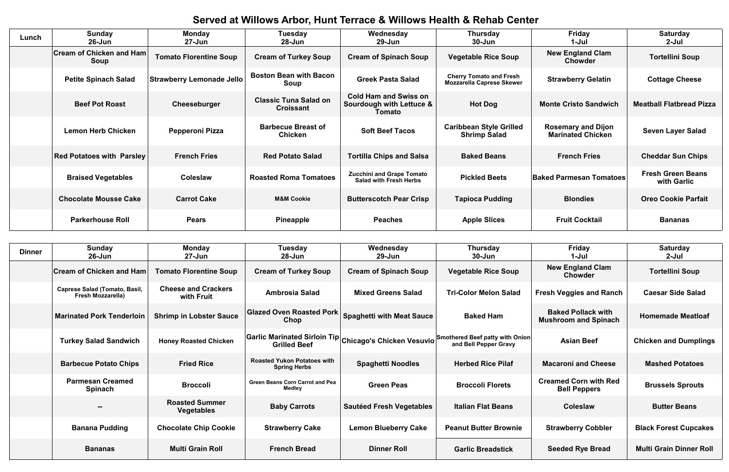# Served at Willows Arbor, Hunt Terrace & Willows Health & Rehab Center

| Lunch | Sunday 26-Jun | Monday 27-Jun | Tuesday 28-Jun | Wednesday 29-Jun | Thursday 30-Jun | Friday 1-Jul | Saturday 2-Jul |
|---|---|---|---|---|---|---|---|
| | Cream of Chicken and Ham Soup | Tomato Florentine Soup | Cream of Turkey Soup | Cream of Spinach Soup | Vegetable Rice Soup | New England Clam Chowder | Tortellini Soup |
| | Petite Spinach Salad | Strawberry Lemonade Jello | Boston Bean with Bacon Soup | Greek Pasta Salad | Cherry Tomato and Fresh Mozzarella Caprese Skewer | Strawberry Gelatin | Cottage Cheese |
| | Beef Pot Roast | Cheeseburger | Classic Tuna Salad on Croissant | Cold Ham and Swiss on Sourdough with Lettuce & Tomato | Hot Dog | Monte Cristo Sandwich | Meatball Flatbread Pizza |
| | Lemon Herb Chicken | Pepperoni Pizza | Barbecue Breast of Chicken | Soft Beef Tacos | Caribbean Style Grilled Shrimp Salad | Rosemary and Dijon Marinated Chicken | Seven Layer Salad |
| | Red Potatoes with Parsley | French Fries | Red Potato Salad | Tortilla Chips and Salsa | Baked Beans | French Fries | Cheddar Sun Chips |
| | Braised Vegetables | Coleslaw | Roasted Roma Tomatoes | Zucchini and Grape Tomato Salad with Fresh Herbs | Pickled Beets | Baked Parmesan Tomatoes | Fresh Green Beans with Garlic |
| | Chocolate Mousse Cake | Carrot Cake | M&M Cookie | Butterscotch Pear Crisp | Tapioca Pudding | Blondies | Oreo Cookie Parfait |
| | Parkerhouse Roll | Pears | Pineapple | Peaches | Apple Slices | Fruit Cocktail | Bananas |

| Dinner | Sunday 26-Jun | Monday 27-Jun | Tuesday 28-Jun | Wednesday 29-Jun | Thursday 30-Jun | Friday 1-Jul | Saturday 2-Jul |
|---|---|---|---|---|---|---|---|
| | Cream of Chicken and Ham | Tomato Florentine Soup | Cream of Turkey Soup | Cream of Spinach Soup | Vegetable Rice Soup | New England Clam Chowder | Tortellini Soup |
| | Caprese Salad (Tomato, Basil, Fresh Mozzarella) | Cheese and Crackers with Fruit | Ambrosia Salad | Mixed Greens Salad | Tri-Color Melon Salad | Fresh Veggies and Ranch | Caesar Side Salad |
| | Marinated Pork Tenderloin | Shrimp in Lobster Sauce | Glazed Oven Roasted Pork Chop | Spaghetti with Meat Sauce | Baked Ham | Baked Pollack with Mushroom and Spinach | Homemade Meatloaf |
| | Turkey Salad Sandwich | Honey Roasted Chicken | Garlic Marinated Sirloin Tip Grilled Beef | Chicago's Chicken Vesuvio | Smothered Beef patty with Onion and Bell Pepper Gravy | Asian Beef | Chicken and Dumplings |
| | Barbecue Potato Chips | Fried Rice | Roasted Yukon Potatoes with Spring Herbs | Spaghetti Noodles | Herbed Rice Pilaf | Macaroni and Cheese | Mashed Potatoes |
| | Parmesan Creamed Spinach | Broccoli | Green Beans Corn Carrot and Pea Medley | Green Peas | Broccoli Florets | Creamed Corn with Red Bell Peppers | Brussels Sprouts |
| | -- | Roasted Summer Vegetables | Baby Carrots | Sautéed Fresh Vegetables | Italian Flat Beans | Coleslaw | Butter Beans |
| | Banana Pudding | Chocolate Chip Cookie | Strawberry Cake | Lemon Blueberry Cake | Peanut Butter Brownie | Strawberry Cobbler | Black Forest Cupcakes |
| | Bananas | Multi Grain Roll | French Bread | Dinner Roll | Garlic Breadstick | Seeded Rye Bread | Multi Grain Dinner Roll |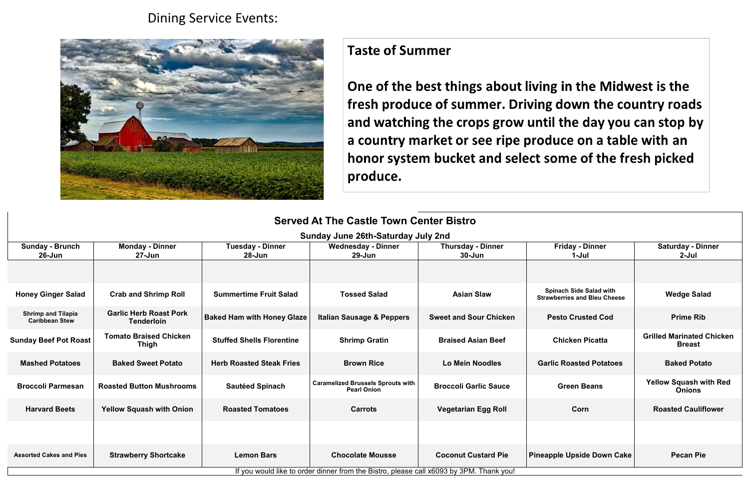Dining Service Events:

## Taste of Summer

**One of the best things about living in the Midwest is the fresh produce of summer. Driving down the country roads and watching the crops grow until the day you can stop by a country market or see ripe produce on a table with an honor system bucket and select some of the fresh picked produce.**

## Served At The Castle Town Center Bistro

**Sunday June 26th-Saturday July 2nd**

| Sunday - Brunch 26-Jun | Monday - Dinner 27-Jun | Tuesday - Dinner 28-Jun | Wednesday - Dinner 29-Jun | Thursday - Dinner 30-Jun | Friday - Dinner 1-Jul | Saturday - Dinner 2-Jul |
|---|---|---|---|---|---|---|
| | | | | | | |
| Honey Ginger Salad | Crab and Shrimp Roll | Summertime Fruit Salad | Tossed Salad | Asian Slaw | Spinach Side Salad with Strawberries and Bleu Cheese | Wedge Salad |
| Shrimp and Tilapia Caribbean Stew | Garlic Herb Roast Pork Tenderloin | Baked Ham with Honey Glaze | Italian Sausage & Peppers | Sweet and Sour Chicken | Pesto Crusted Cod | Prime Rib |
| Sunday Beef Pot Roast | Tomato Braised Chicken Thigh | Stuffed Shells Florentine | Shrimp Gratin | Braised Asian Beef | Chicken Picatta | Grilled Marinated Chicken Breast |
| Mashed Potatoes | Baked Sweet Potato | Herb Roasted Steak Fries | Brown Rice | Lo Mein Noodles | Garlic Roasted Potatoes | Baked Potato |
| Broccoli Parmesan | Roasted Button Mushrooms | Sautéed Spinach | Caramelized Brussels Sprouts with Pearl Onion | Broccoli Garlic Sauce | Green Beans | Yellow Squash with Red Onions |
| Harvard Beets | Yellow Squash with Onion | Roasted Tomatoes | Carrots | Vegetarian Egg Roll | Corn | Roasted Cauliflower |
| | | | | | | |
| Assorted Cakes and Pies | Strawberry Shortcake | Lemon Bars | Chocolate Mousse | Coconut Custard Pie | Pineapple Upside Down Cake | Pecan Pie |

If you would like to order dinner from the Bistro, please call x6093 by 3PM. Thank you!